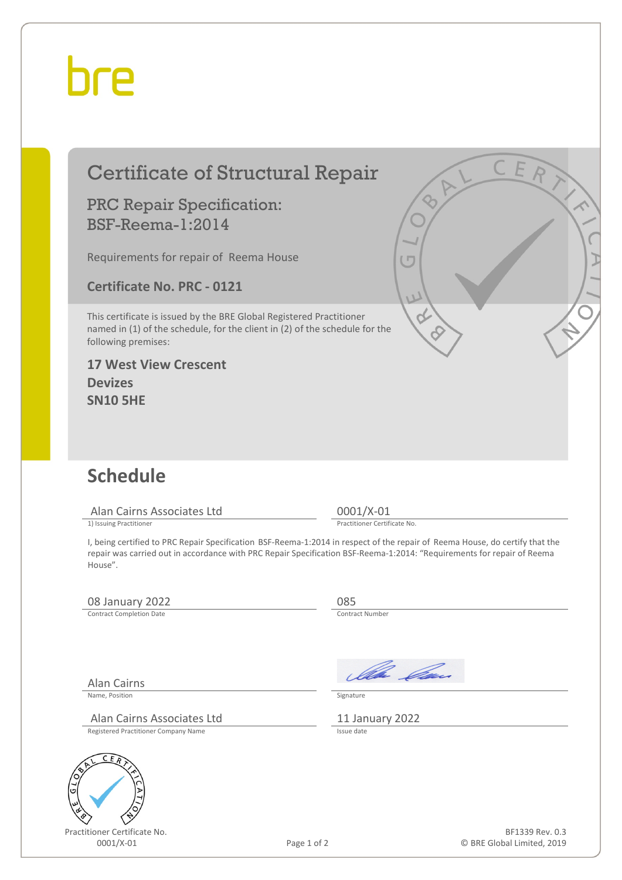bre

# Certificate of Structural Repair

## PRC Repair Specification: BSF-Reema-1:2014

Requirements for repair of Reema House

**Certificate No. PRC - 0121**

This certificate is issued by the BRE Global Registered Practitioner named in (1) of the schedule, for the client in (2) of the schedule for the following premises:

**17 West View Crescent**
**Devizes**
**SN10 5HE**

# Schedule

| | |
|---|---|
| Alan Cairns Associates Ltd | 0001/X-01 |
| 1) Issuing Practitioner | Practitioner Certificate No. |

I, being certified to PRC Repair Specification BSF-Reema-1:2014 in respect of the repair of Reema House, do certify that the repair was carried out in accordance with PRC Repair Specification BSF-Reema-1:2014: "Requirements for repair of Reema House".

| | |
|---|---|
| 08 January 2022 | 085 |
| Contract Completion Date | Contract Number |
| Alan Cairns | [Signature] |
| Name, Position | Signature |
| Alan Cairns Associates Ltd | 11 January 2022 |
| Registered Practitioner Company Name | Issue date |

Practitioner Certificate No.
0001/X-01

BF1339 Rev. 0.3
© BRE Global Limited, 2019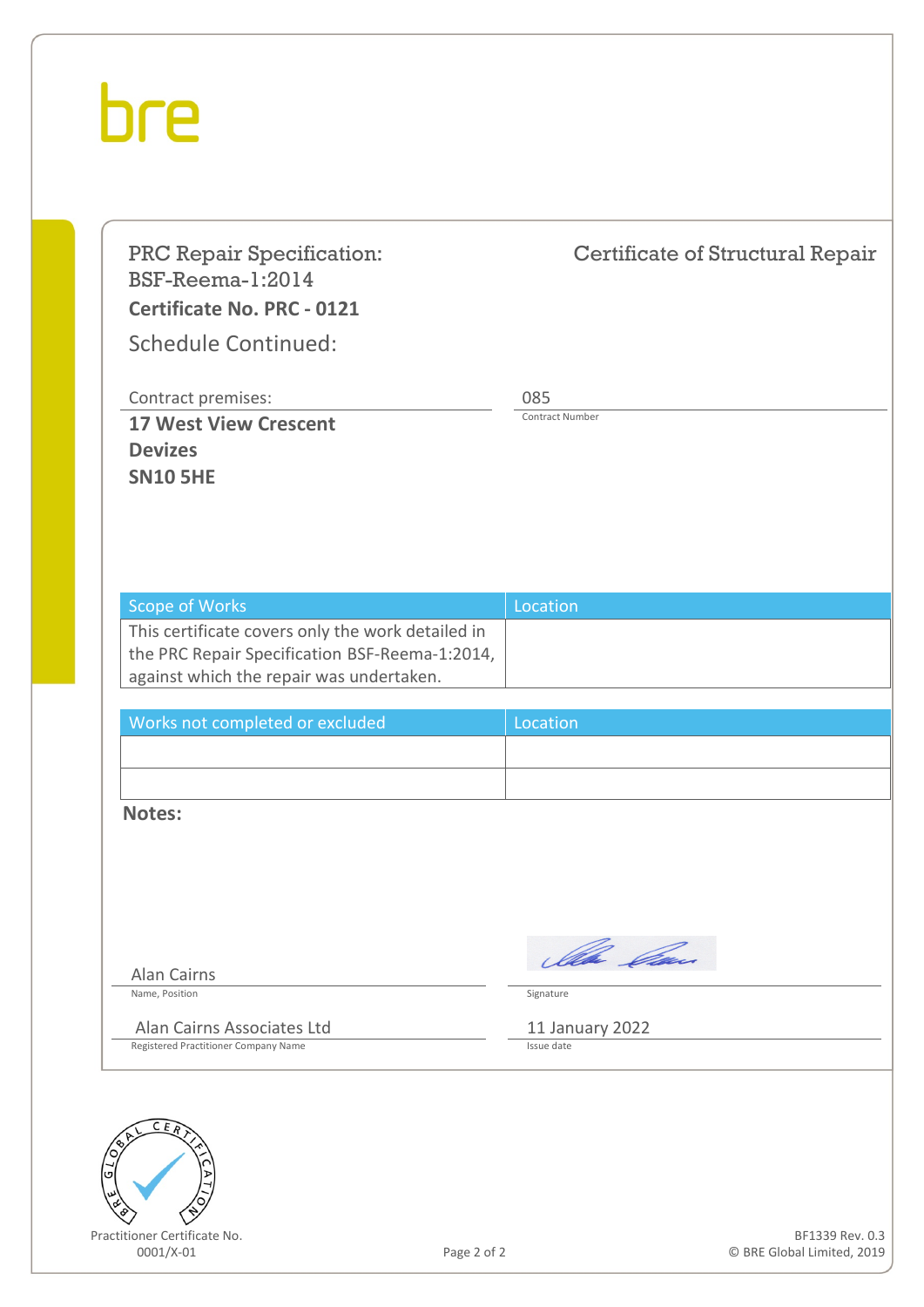bre

PRC Repair Specification:
BSF-Reema-1:2014

**Certificate No. PRC - 0121**

Certificate of Structural Repair

## Schedule Continued:

Contract premises:

**17 West View Crescent**
**Devizes**
**SN10 5HE**

085
Contract Number

| Scope of Works | Location |
|---|---|
| This certificate covers only the work detailed in the PRC Repair Specification BSF-Reema-1:2014, against which the repair was undertaken. | |

| Works not completed or excluded | Location |
|---|---|
| | |
| | |

**Notes:**

Alan Cairns
Name, Position

Signature

Alan Cairns Associates Ltd
Registered Practitioner Company Name

11 January 2022
Issue date

BRE GLOBAL CERTIFICATION

Practitioner Certificate No.
0001/X-01

BF1339 Rev. 0.3
© BRE Global Limited, 2019